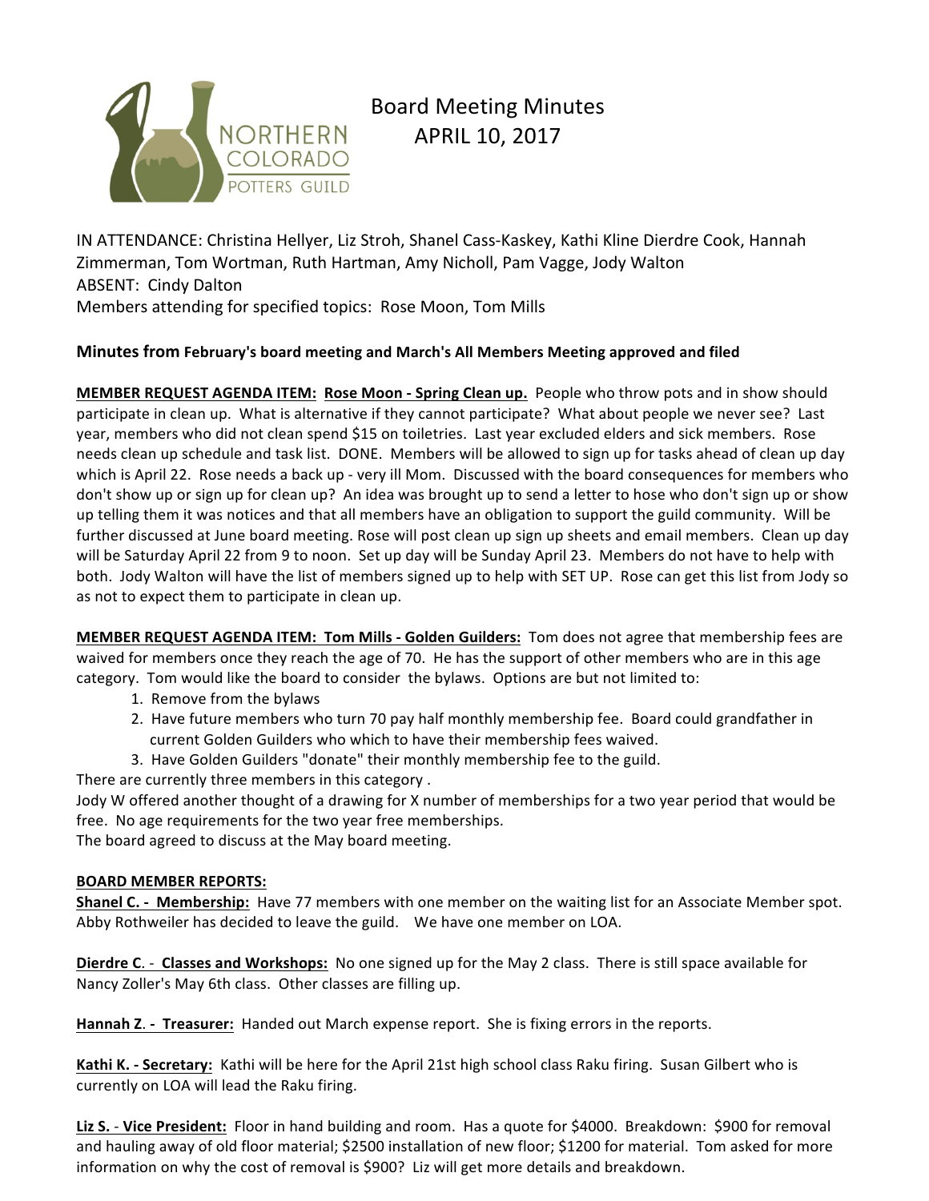# Board Meeting Minutes
## APRIL 10, 2017

IN ATTENDANCE: Christina Hellyer, Liz Stroh, Shanel Cass-Kaskey, Kathi Kline Dierdre Cook, Hannah Zimmerman, Tom Wortman, Ruth Hartman, Amy Nicholl, Pam Vagge, Jody Walton
ABSENT: Cindy Dalton
Members attending for specified topics: Rose Moon, Tom Mills

### Minutes from **February's board meeting and March's All Members Meeting approved and filed**

**MEMBER REQUEST AGENDA ITEM: Rose Moon - Spring Clean up.** People who throw pots and in show should participate in clean up. What is alternative if they cannot participate? What about people we never see? Last year, members who did not clean spend $15 on toiletries. Last year excluded elders and sick members. Rose needs clean up schedule and task list. DONE. Members will be allowed to sign up for tasks ahead of clean up day which is April 22. Rose needs a back up - very ill Mom. Discussed with the board consequences for members who don't show up or sign up for clean up? An idea was brought up to send a letter to hose who don't sign up or show up telling them it was notices and that all members have an obligation to support the guild community. Will be further discussed at June board meeting. Rose will post clean up sign up sheets and email members. Clean up day will be Saturday April 22 from 9 to noon. Set up day will be Sunday April 23. Members do not have to help with both. Jody Walton will have the list of members signed up to help with SET UP. Rose can get this list from Jody so as not to expect them to participate in clean up.

**MEMBER REQUEST AGENDA ITEM: Tom Mills - Golden Guilders:** Tom does not agree that membership fees are waived for members once they reach the age of 70. He has the support of other members who are in this age category. Tom would like the board to consider the bylaws. Options are but not limited to:

1. Remove from the bylaws
2. Have future members who turn 70 pay half monthly membership fee. Board could grandfather in current Golden Guilders who which to have their membership fees waived.
3. Have Golden Guilders "donate" their monthly membership fee to the guild.

There are currently three members in this category .
Jody W offered another thought of a drawing for X number of memberships for a two year period that would be free. No age requirements for the two year free memberships.
The board agreed to discuss at the May board meeting.

**BOARD MEMBER REPORTS:**

**Shanel C. - Membership:** Have 77 members with one member on the waiting list for an Associate Member spot. Abby Rothweiler has decided to leave the guild. We have one member on LOA.

**Dierdre C. - Classes and Workshops:** No one signed up for the May 2 class. There is still space available for Nancy Zoller's May 6th class. Other classes are filling up.

**Hannah Z. - Treasurer:** Handed out March expense report. She is fixing errors in the reports.

**Kathi K. - Secretary:** Kathi will be here for the April 21st high school class Raku firing. Susan Gilbert who is currently on LOA will lead the Raku firing.

**Liz S. - Vice President:** Floor in hand building and room. Has a quote for $4000. Breakdown: $900 for removal and hauling away of old floor material; $2500 installation of new floor; $1200 for material. Tom asked for more information on why the cost of removal is $900? Liz will get more details and breakdown.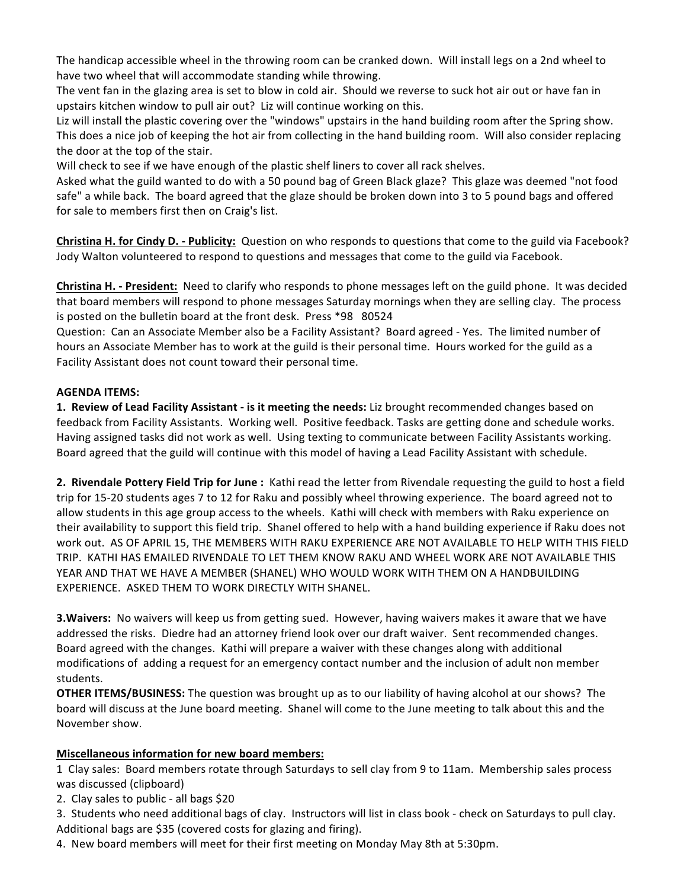The handicap accessible wheel in the throwing room can be cranked down. Will install legs on a 2nd wheel to have two wheel that will accommodate standing while throwing.
The vent fan in the glazing area is set to blow in cold air. Should we reverse to suck hot air out or have fan in upstairs kitchen window to pull air out? Liz will continue working on this.
Liz will install the plastic covering over the "windows" upstairs in the hand building room after the Spring show. This does a nice job of keeping the hot air from collecting in the hand building room. Will also consider replacing the door at the top of the stair.
Will check to see if we have enough of the plastic shelf liners to cover all rack shelves.
Asked what the guild wanted to do with a 50 pound bag of Green Black glaze? This glaze was deemed "not food safe" a while back. The board agreed that the glaze should be broken down into 3 to 5 pound bags and offered for sale to members first then on Craig's list.

**Christina H. for Cindy D. - Publicity:** Question on who responds to questions that come to the guild via Facebook? Jody Walton volunteered to respond to questions and messages that come to the guild via Facebook.

**Christina H. - President:** Need to clarify who responds to phone messages left on the guild phone. It was decided that board members will respond to phone messages Saturday mornings when they are selling clay. The process is posted on the bulletin board at the front desk. Press *98 80524
Question: Can an Associate Member also be a Facility Assistant? Board agreed - Yes. The limited number of hours an Associate Member has to work at the guild is their personal time. Hours worked for the guild as a Facility Assistant does not count toward their personal time.

**AGENDA ITEMS:**

**1. Review of Lead Facility Assistant - is it meeting the needs:** Liz brought recommended changes based on feedback from Facility Assistants. Working well. Positive feedback. Tasks are getting done and schedule works. Having assigned tasks did not work as well. Using texting to communicate between Facility Assistants working. Board agreed that the guild will continue with this model of having a Lead Facility Assistant with schedule.

**2. Rivendale Pottery Field Trip for June :** Kathi read the letter from Rivendale requesting the guild to host a field trip for 15-20 students ages 7 to 12 for Raku and possibly wheel throwing experience. The board agreed not to allow students in this age group access to the wheels. Kathi will check with members with Raku experience on their availability to support this field trip. Shanel offered to help with a hand building experience if Raku does not work out. AS OF APRIL 15, THE MEMBERS WITH RAKU EXPERIENCE ARE NOT AVAILABLE TO HELP WITH THIS FIELD TRIP. KATHI HAS EMAILED RIVENDALE TO LET THEM KNOW RAKU AND WHEEL WORK ARE NOT AVAILABLE THIS YEAR AND THAT WE HAVE A MEMBER (SHANEL) WHO WOULD WORK WITH THEM ON A HANDBUILDING EXPERIENCE. ASKED THEM TO WORK DIRECTLY WITH SHANEL.

**3.Waivers:** No waivers will keep us from getting sued. However, having waivers makes it aware that we have addressed the risks. Diedre had an attorney friend look over our draft waiver. Sent recommended changes. Board agreed with the changes. Kathi will prepare a waiver with these changes along with additional modifications of adding a request for an emergency contact number and the inclusion of adult non member students.

**OTHER ITEMS/BUSINESS:** The question was brought up as to our liability of having alcohol at our shows? The board will discuss at the June board meeting. Shanel will come to the June meeting to talk about this and the November show.

**Miscellaneous information for new board members:**

1 Clay sales: Board members rotate through Saturdays to sell clay from 9 to 11am. Membership sales process was discussed (clipboard)
2. Clay sales to public - all bags $20
3. Students who need additional bags of clay. Instructors will list in class book - check on Saturdays to pull clay. Additional bags are $35 (covered costs for glazing and firing).
4. New board members will meet for their first meeting on Monday May 8th at 5:30pm.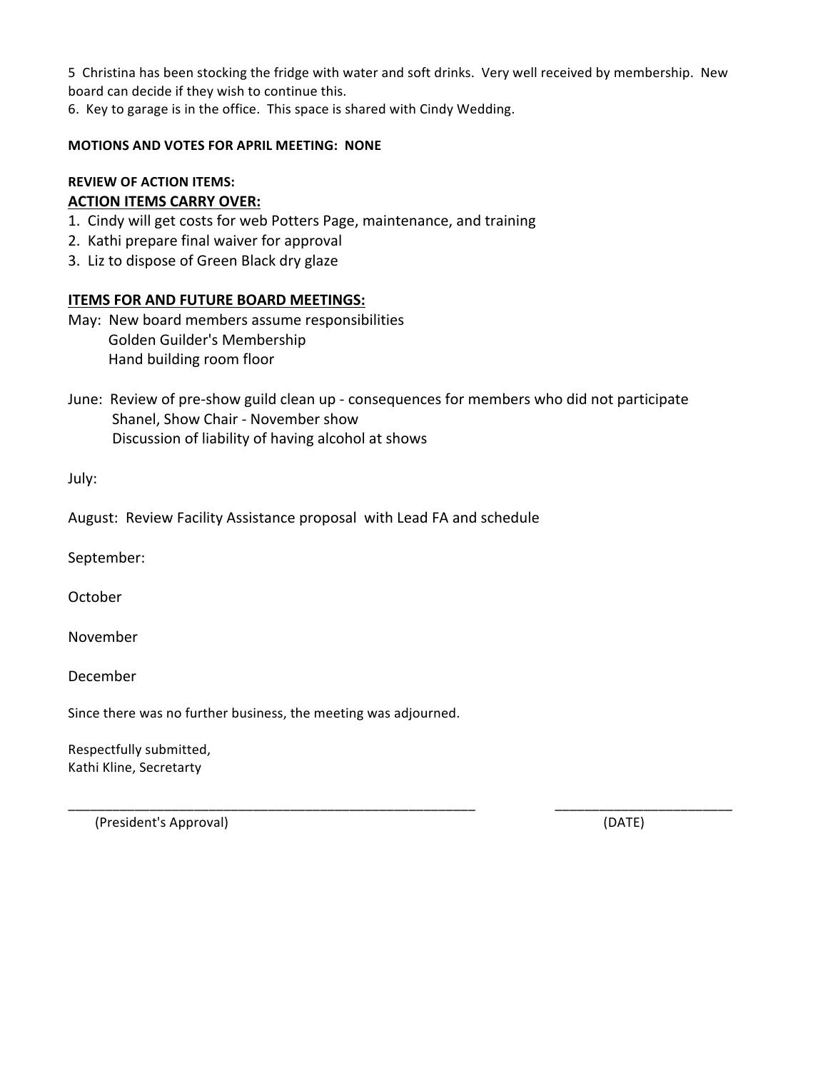5  Christina has been stocking the fridge with water and soft drinks.  Very well received by membership.  New board can decide if they wish to continue this.

6.  Key to garage is in the office.  This space is shared with Cindy Wedding.

**MOTIONS AND VOTES FOR APRIL MEETING:  NONE**

**REVIEW OF ACTION ITEMS:**

**ACTION ITEMS CARRY OVER:**

1. Cindy will get costs for web Potters Page, maintenance, and training
2. Kathi prepare final waiver for approval
3. Liz to dispose of Green Black dry glaze

**ITEMS FOR AND FUTURE BOARD MEETINGS:**

May:  New board members assume responsibilities
Golden Guilder's Membership
Hand building room floor

June:  Review of pre-show guild clean up - consequences for members who did not participate
Shanel, Show Chair - November show
Discussion of liability of having alcohol at shows

July:

August:  Review Facility Assistance proposal  with Lead FA and schedule

September:

October

November

December

Since there was no further business, the meeting was adjourned.

Respectfully submitted,
Kathi Kline, Secretarty

\_\_\_\_\_\_\_\_\_\_\_\_\_\_\_\_\_\_\_\_\_\_\_\_\_\_\_\_\_\_\_\_\_\_\_\_\_\_\_\_\_\_\_\_\_\_\_\_\_\_\_\_\_\_\_\_ \_\_\_\_\_\_\_\_\_\_\_\_\_\_\_\_\_\_\_\_\_\_\_\_\_\_

(President's Approval) (DATE)